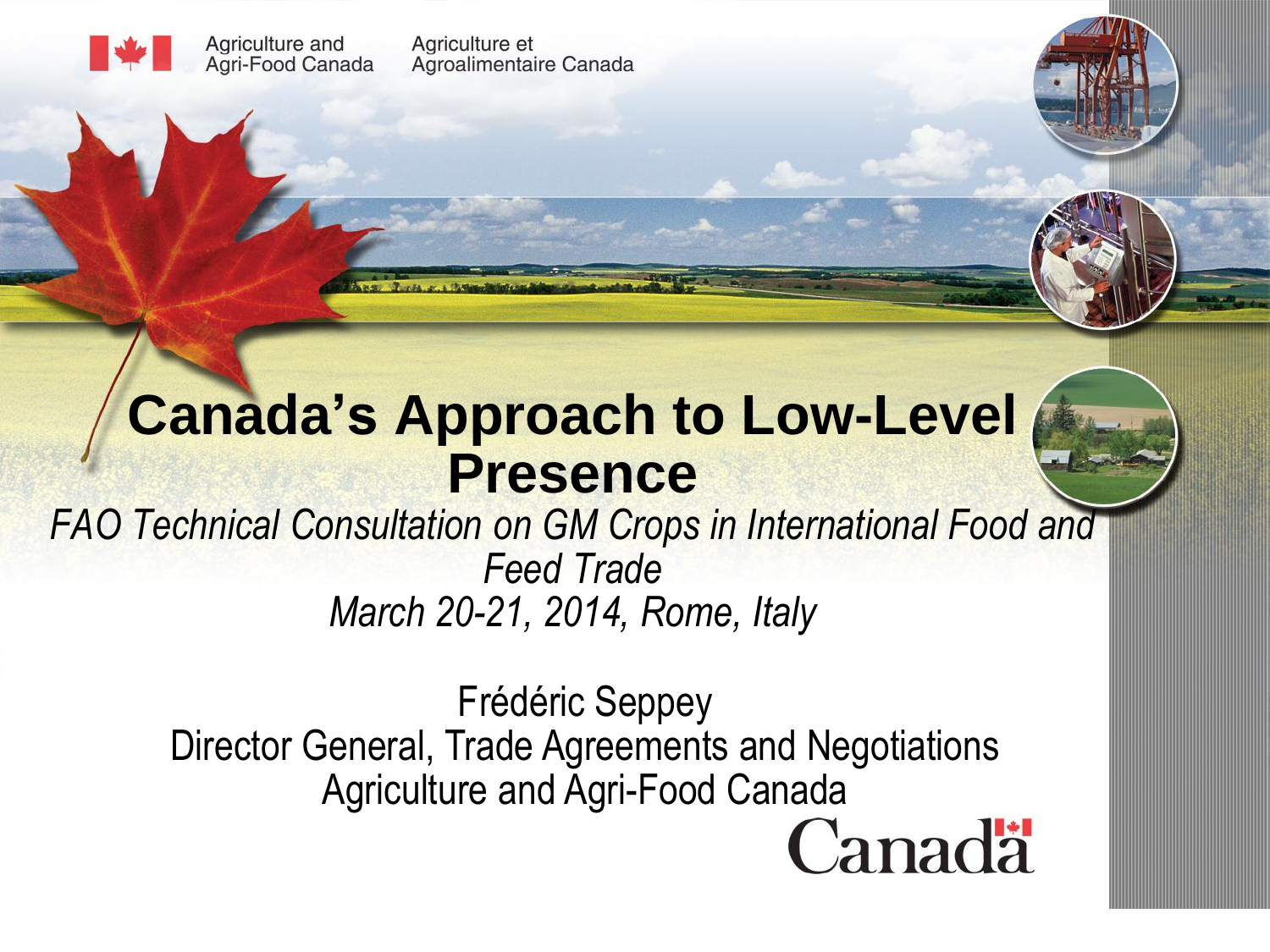Agriculture and Agri-Food Canada    Agriculture et Agroalimentaire Canada

# Canada's Approach to Low-Level Presence

*FAO Technical Consultation on GM Crops in International Food and Feed Trade*
*March 20-21, 2014, Rome, Italy*

Frédéric Seppey
Director General, Trade Agreements and Negotiations
Agriculture and Agri-Food Canada

Canada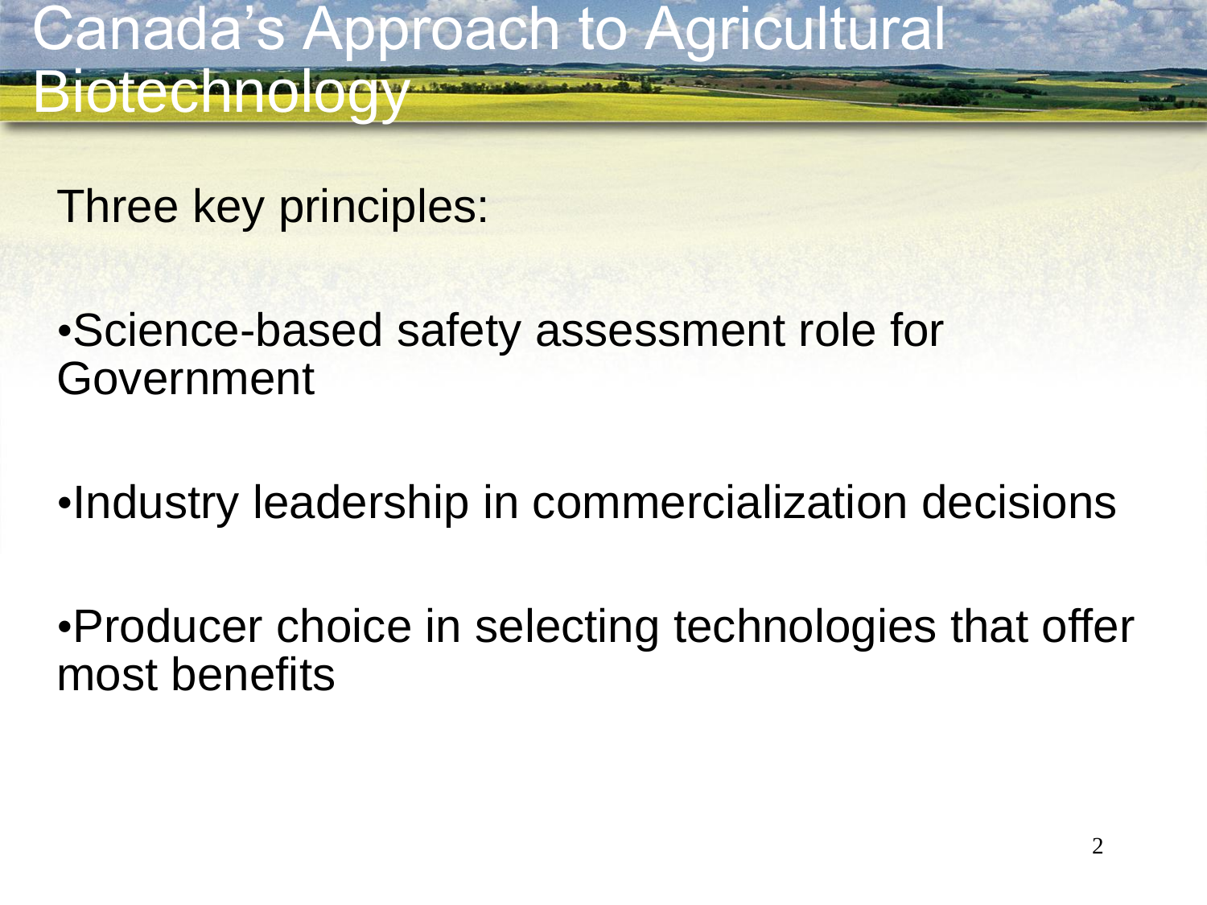# Canada's Approach to Agricultural Biotechnology

Three key principles:

- Science-based safety assessment role for Government
- Industry leadership in commercialization decisions
- Producer choice in selecting technologies that offer most benefits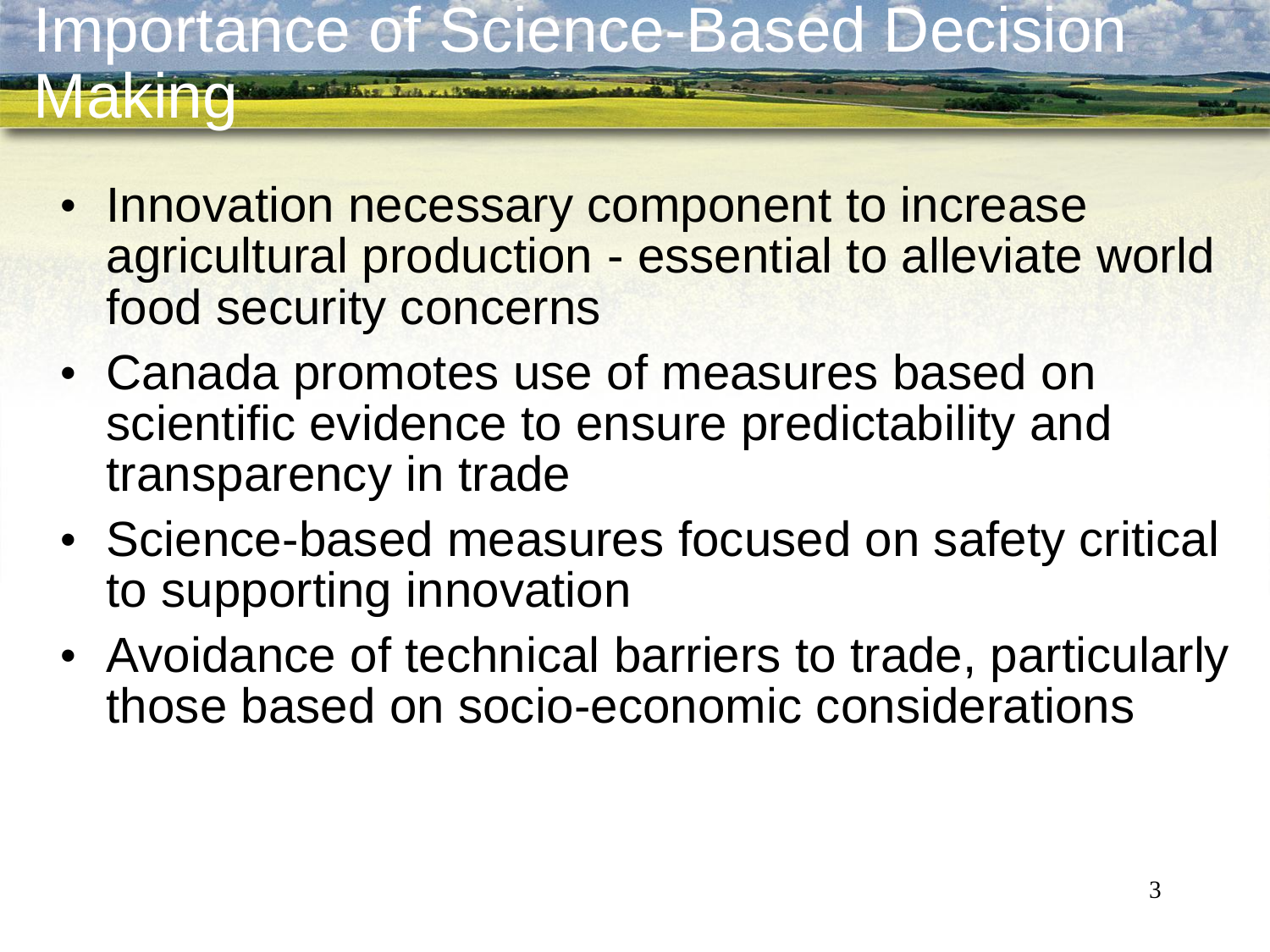# Importance of Science-Based Decision Making

- Innovation necessary component to increase agricultural production - essential to alleviate world food security concerns
- Canada promotes use of measures based on scientific evidence to ensure predictability and transparency in trade
- Science-based measures focused on safety critical to supporting innovation
- Avoidance of technical barriers to trade, particularly those based on socio-economic considerations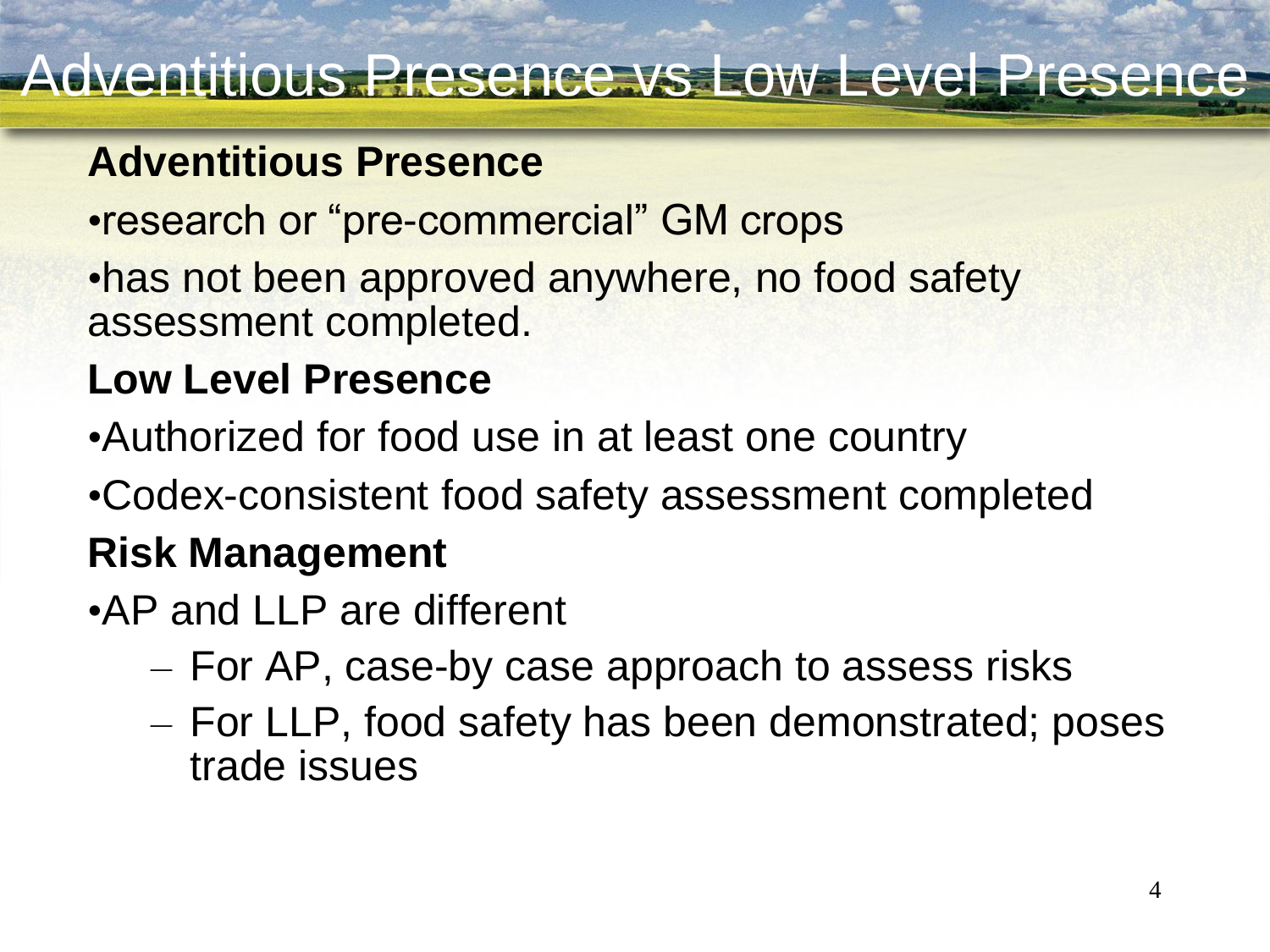# Adventitious Presence vs Low Level Presence

**Adventitious Presence**

- research or "pre-commercial" GM crops
- has not been approved anywhere, no food safety assessment completed.

**Low Level Presence**

- Authorized for food use in at least one country
- Codex-consistent food safety assessment completed

**Risk Management**

- AP and LLP are different
  - For AP, case-by case approach to assess risks
  - For LLP, food safety has been demonstrated; poses trade issues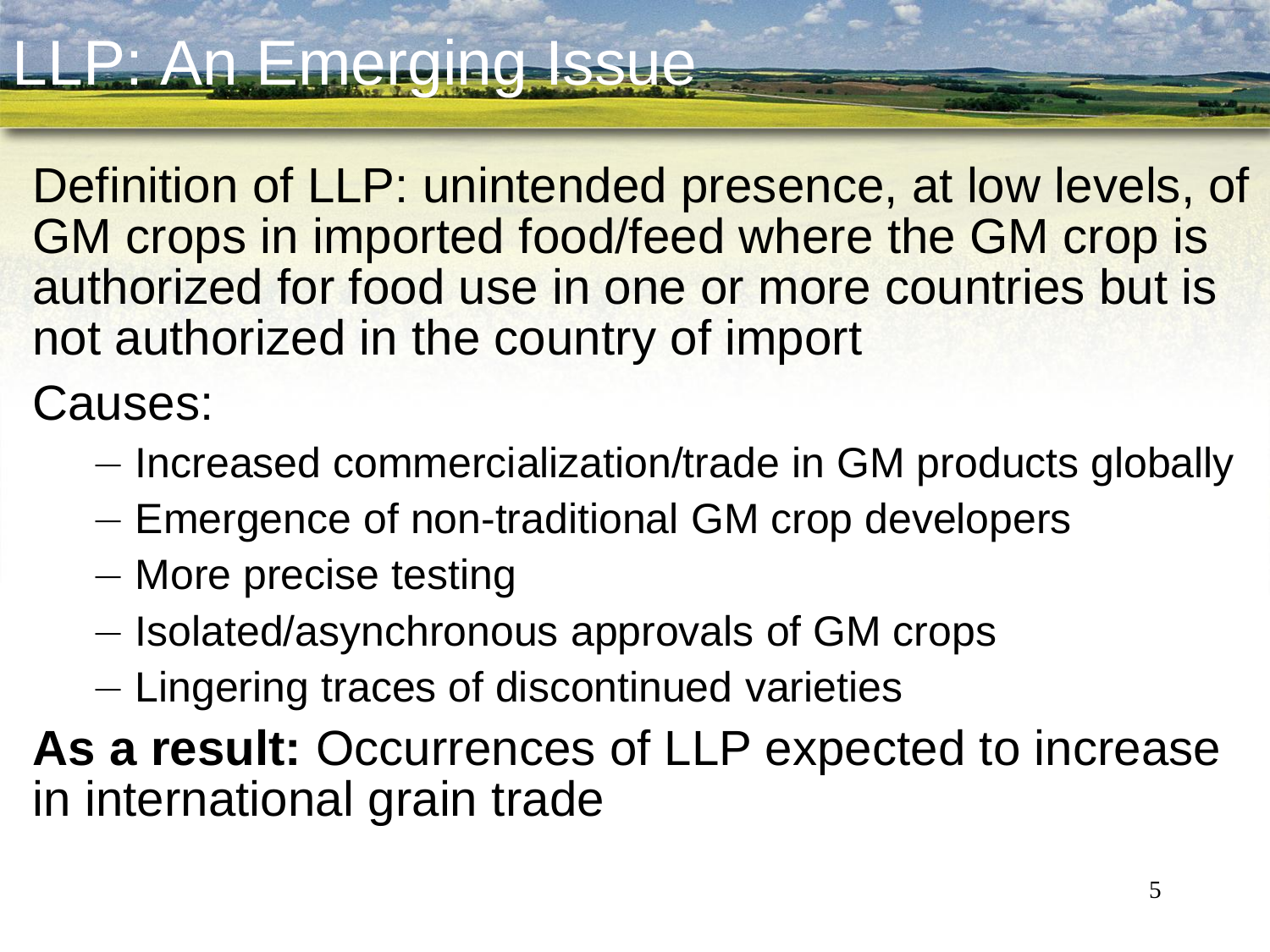# LLP: An Emerging Issue

Definition of LLP: unintended presence, at low levels, of GM crops in imported food/feed where the GM crop is authorized for food use in one or more countries but is not authorized in the country of import

Causes:

- Increased commercialization/trade in GM products globally
- Emergence of non-traditional GM crop developers
- More precise testing
- Isolated/asynchronous approvals of GM crops
- Lingering traces of discontinued varieties

**As a result:** Occurrences of LLP expected to increase in international grain trade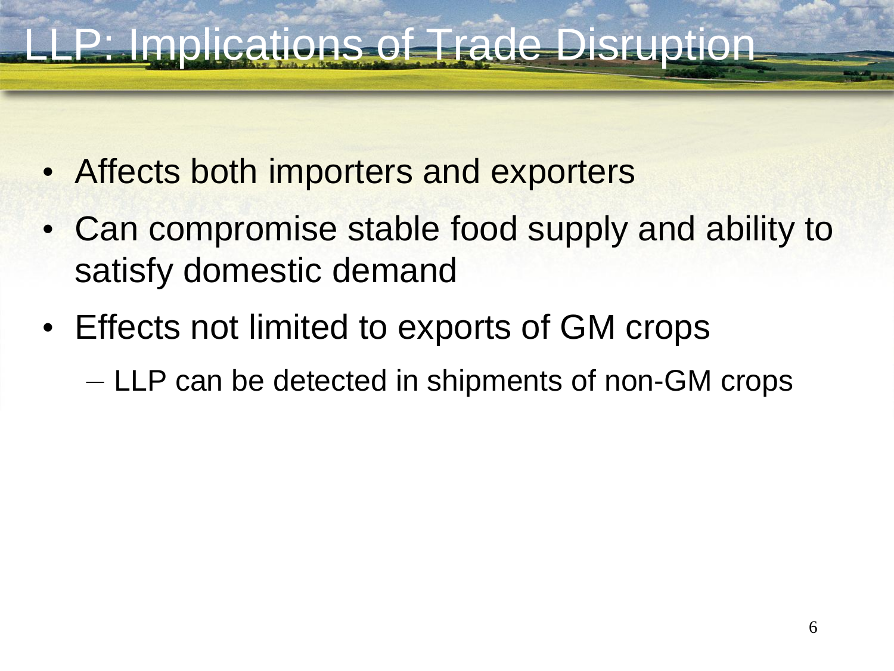# LLP: Implications of Trade Disruption

- Affects both importers and exporters
- Can compromise stable food supply and ability to satisfy domestic demand
- Effects not limited to exports of GM crops
  - LLP can be detected in shipments of non-GM crops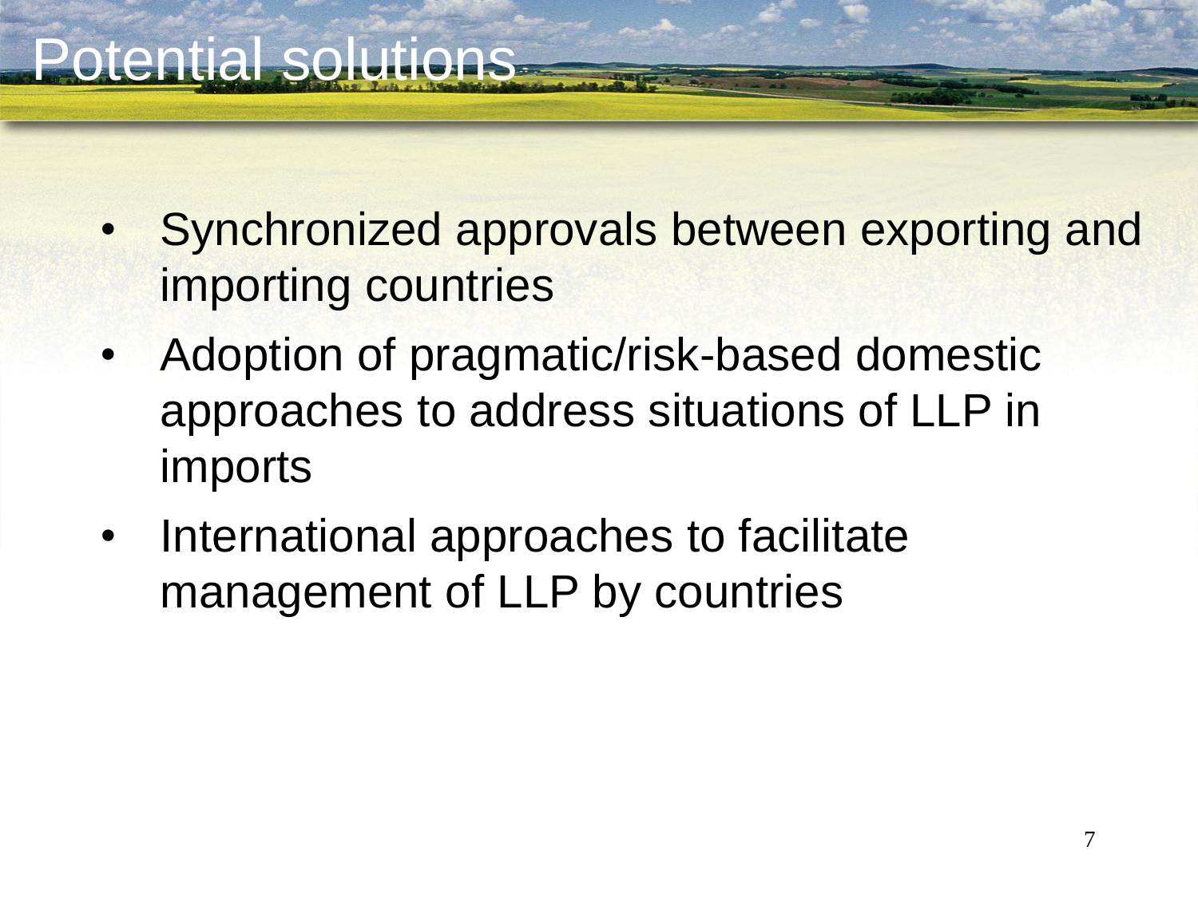# Potential solutions

- Synchronized approvals between exporting and importing countries
- Adoption of pragmatic/risk-based domestic approaches to address situations of LLP in imports
- International approaches to facilitate management of LLP by countries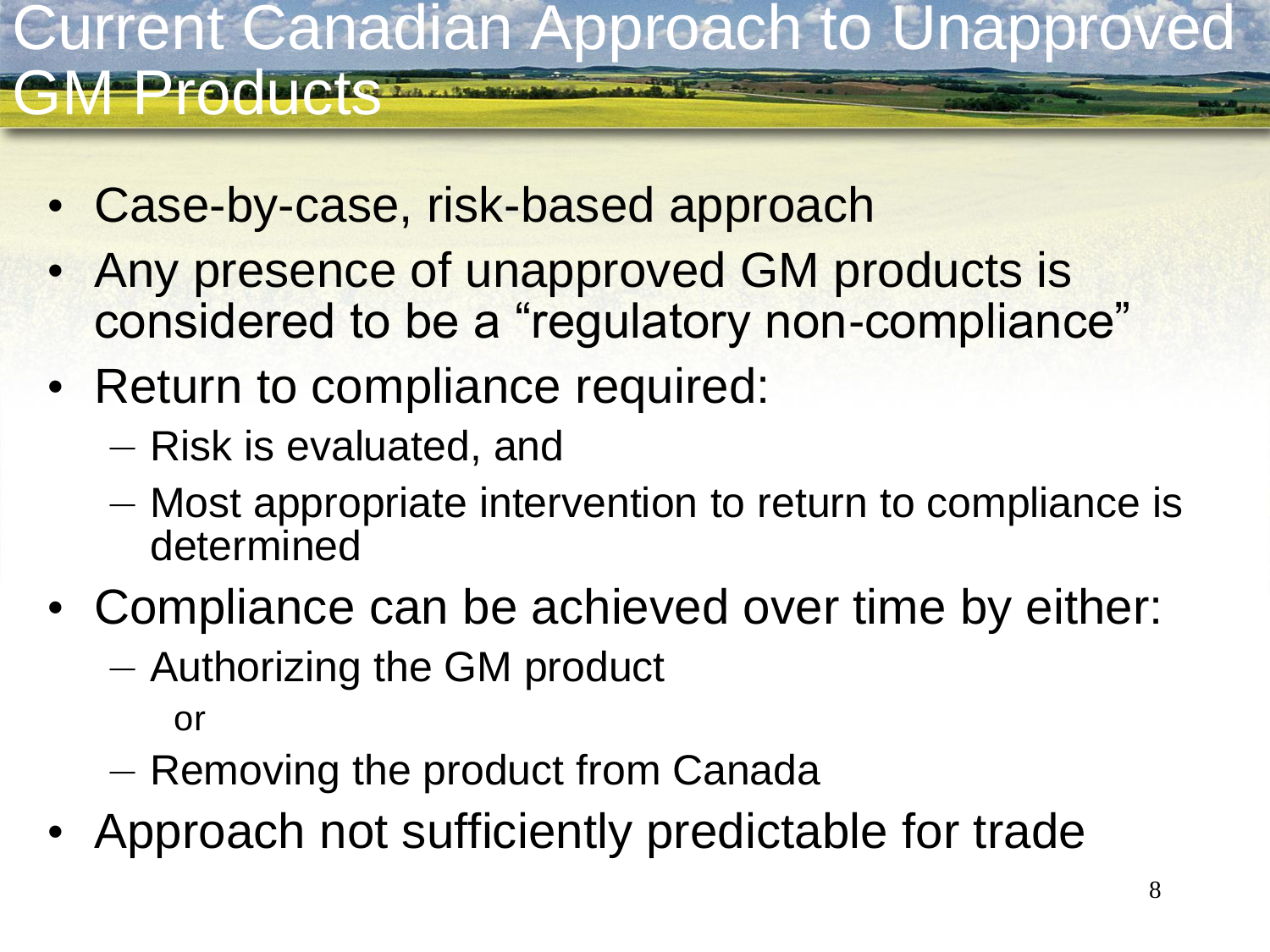# Current Canadian Approach to Unapproved GM Products

- Case-by-case, risk-based approach
- Any presence of unapproved GM products is considered to be a "regulatory non-compliance"
- Return to compliance required:
  - Risk is evaluated, and
  - Most appropriate intervention to return to compliance is determined
- Compliance can be achieved over time by either:
  - Authorizing the GM product

    or
  - Removing the product from Canada
- Approach not sufficiently predictable for trade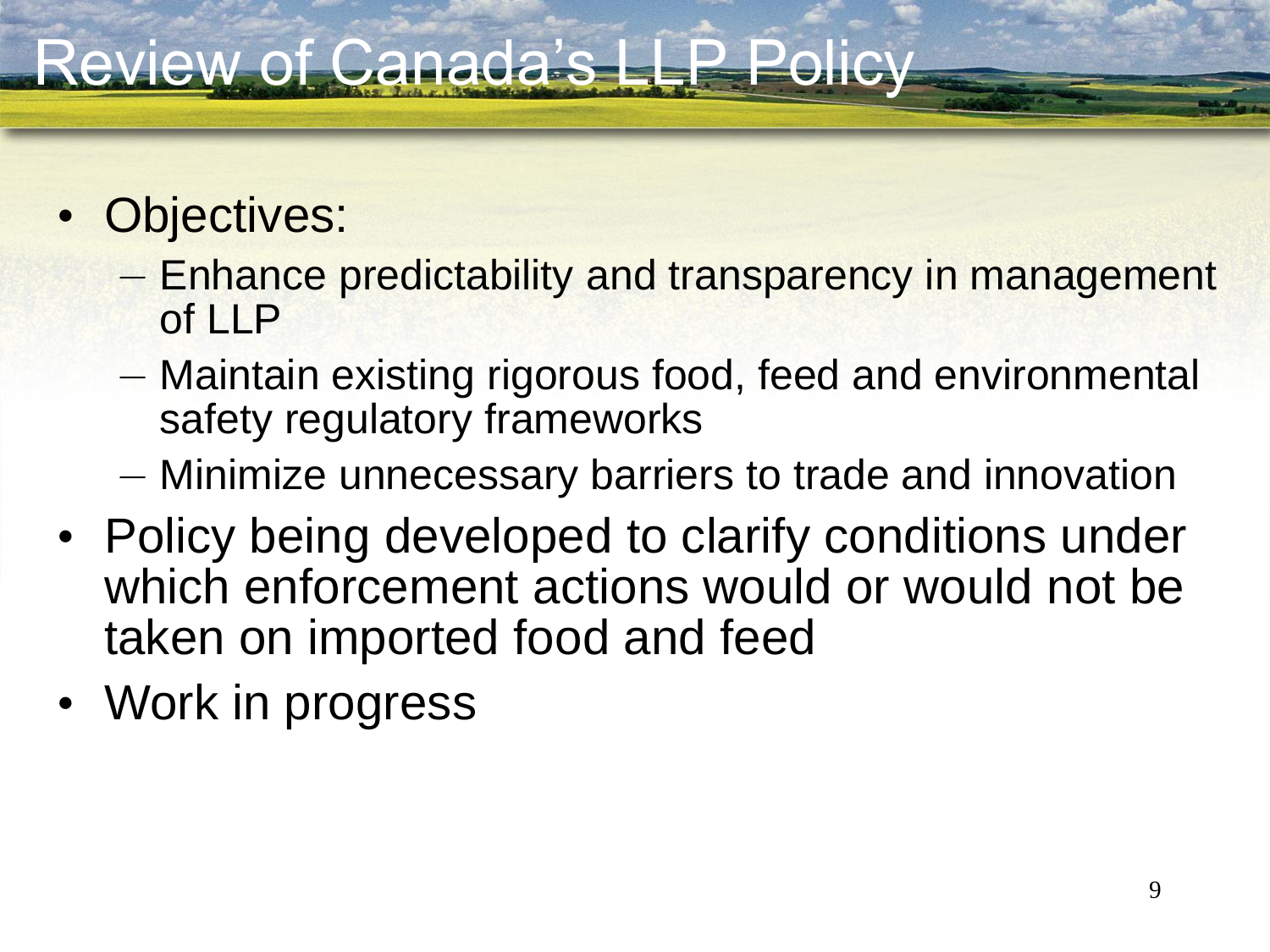# Review of Canada's LLP Policy

- Objectives:
  - Enhance predictability and transparency in management of LLP
  - Maintain existing rigorous food, feed and environmental safety regulatory frameworks
  - Minimize unnecessary barriers to trade and innovation
- Policy being developed to clarify conditions under which enforcement actions would or would not be taken on imported food and feed
- Work in progress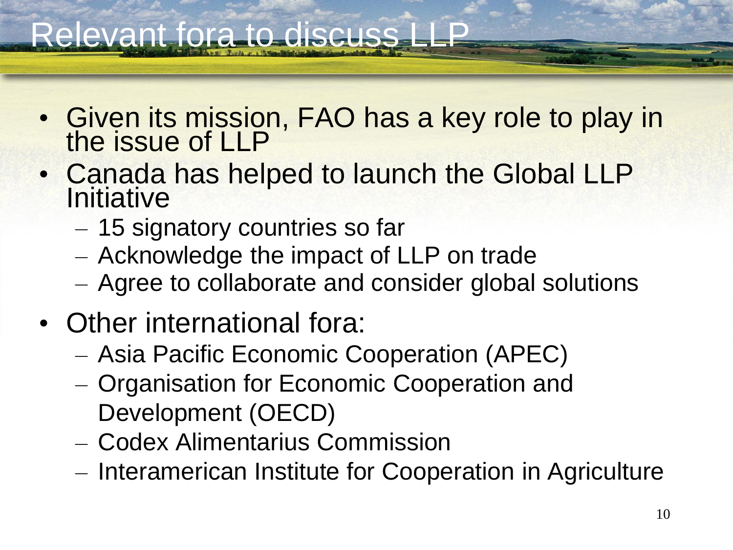# Relevant fora to discuss LLP

- Given its mission, FAO has a key role to play in the issue of LLP
- Canada has helped to launch the Global LLP Initiative
  - 15 signatory countries so far
  - Acknowledge the impact of LLP on trade
  - Agree to collaborate and consider global solutions
- Other international fora:
  - Asia Pacific Economic Cooperation (APEC)
  - Organisation for Economic Cooperation and Development (OECD)
  - Codex Alimentarius Commission
  - Interamerican Institute for Cooperation in Agriculture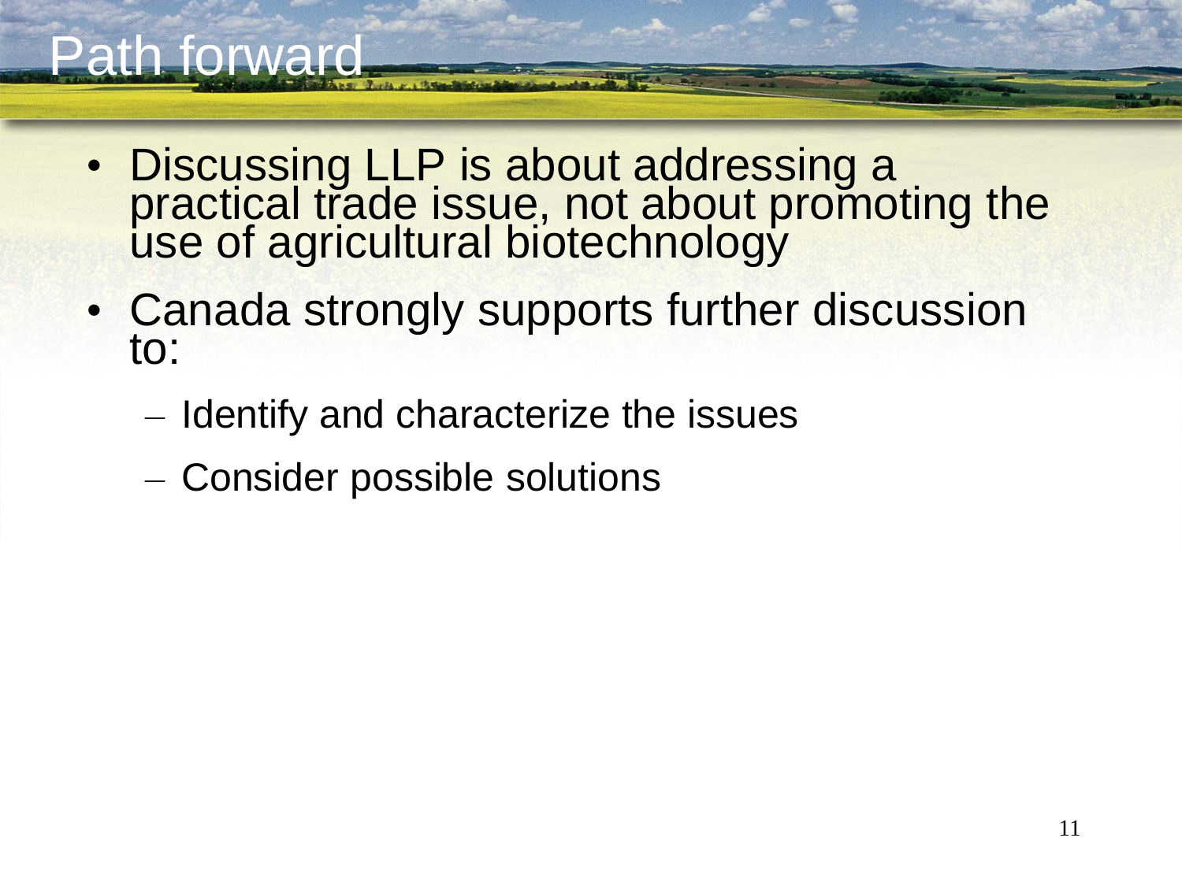# Path forward

- Discussing LLP is about addressing a practical trade issue, not about promoting the use of agricultural biotechnology
- Canada strongly supports further discussion to:
  - Identify and characterize the issues
  - Consider possible solutions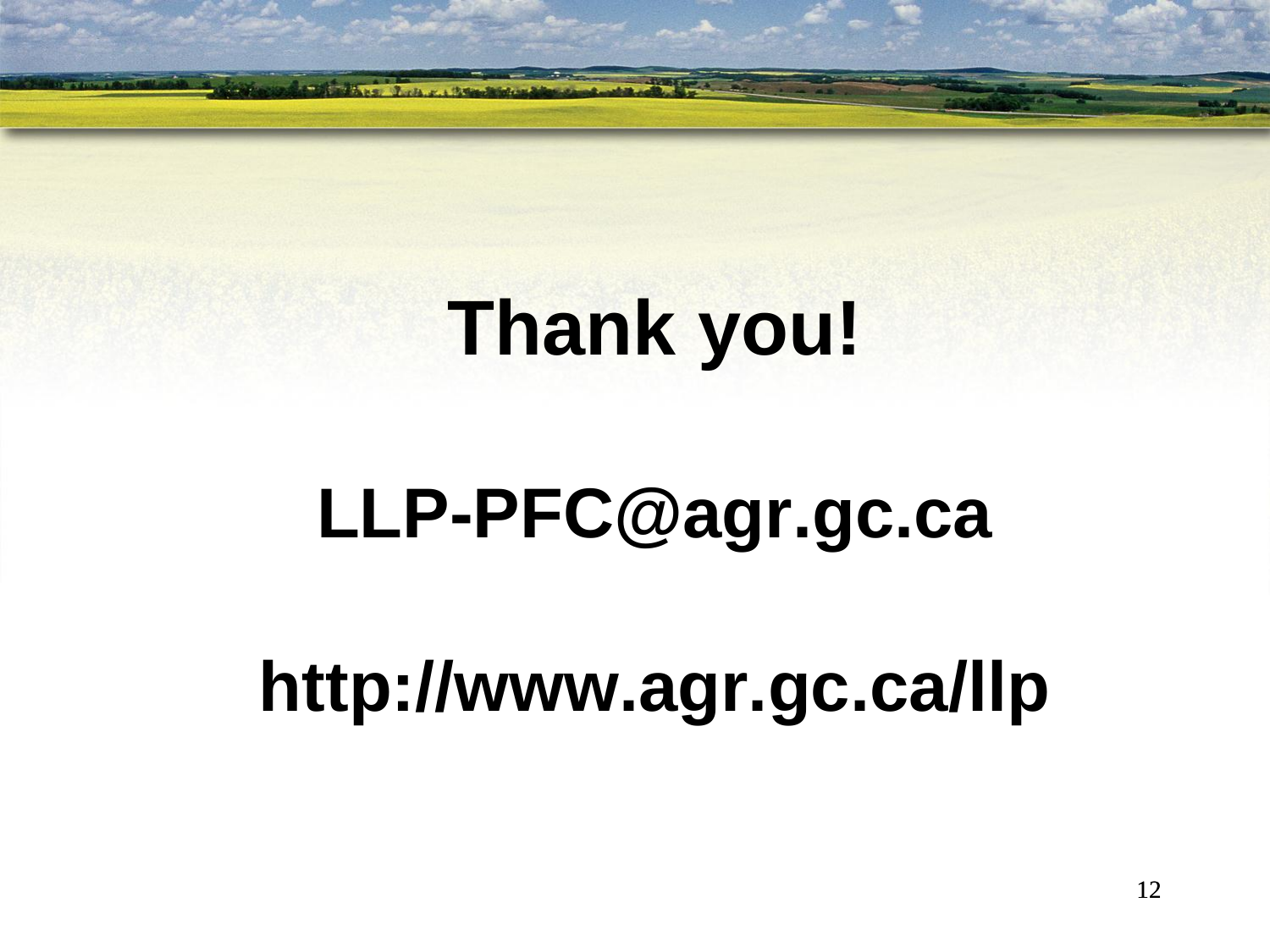# Thank you!

**LLP-PFC@agr.gc.ca**

**http://www.agr.gc.ca/llp**